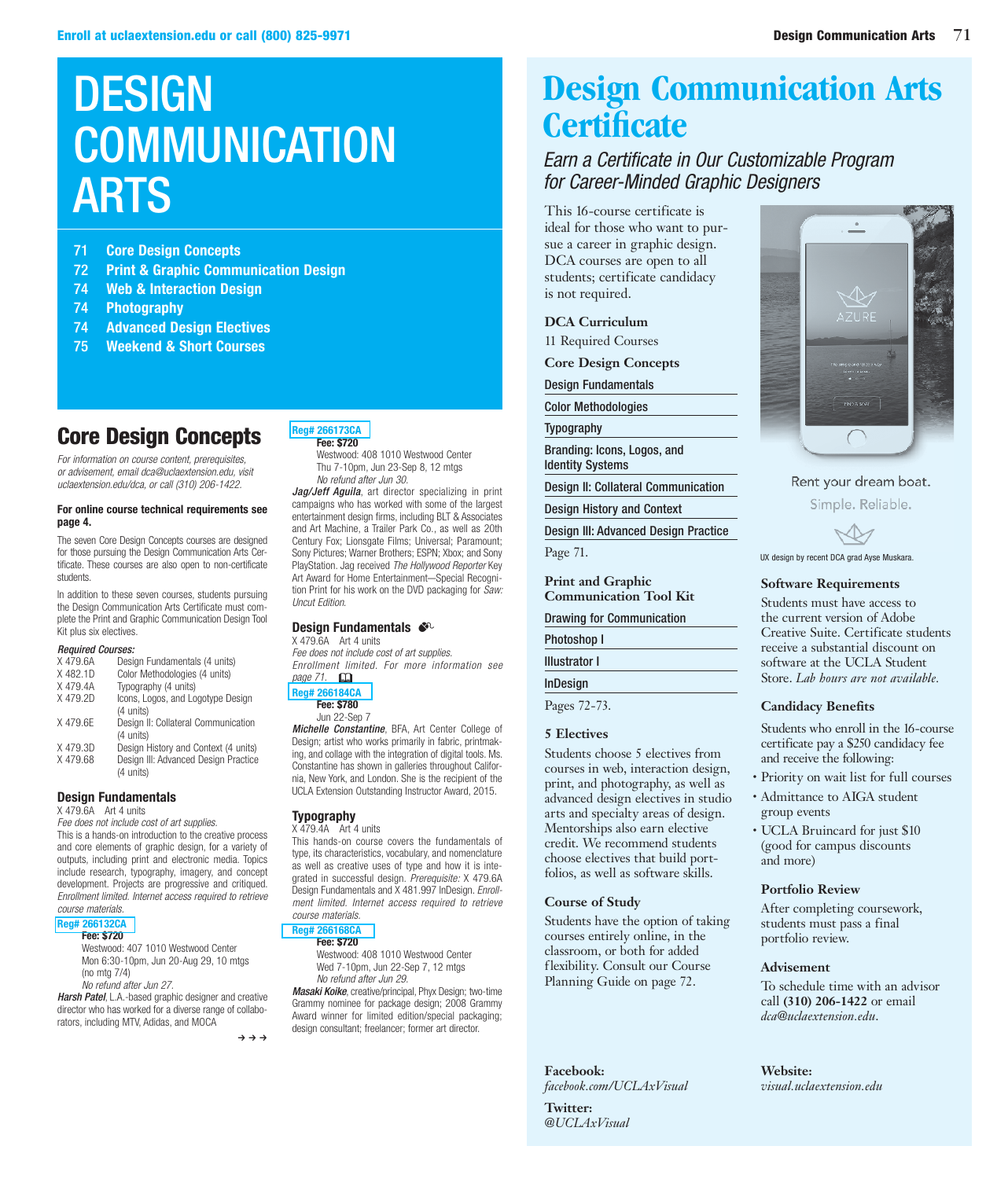# DESIGN COMMUNICATION ARTS

- 71 Core Design Concepts
- 72 Print & Graphic Communication Design
- 74 Web & Interaction Design
- 74 Photography
- 74 Advanced Design Electives
- 75 Weekend & Short Courses

## Core Design Concepts

*For information on course content, prerequisites, or advisement, email dca@uclaextension.edu, visit uclaextension.edu/dca, or call (310) 206-1422.*

**For online course technical requirements see page 4.**

The seven Core Design Concepts courses are designed for those pursuing the Design Communication Arts Certificate. These courses are also open to non-certificate students.

In addition to these seven courses, students pursuing the Design Communication Arts Certificate must complete the Print and Graphic Communication Design Tool Kit plus six electives.

*Required Courses:*

| | |
|---|---|
| X 479.6A | Design Fundamentals (4 units) |
| X 482.1D | Color Methodologies (4 units) |
| X 479.4A | Typography (4 units) |
| X 479.2D | Icons, Logos, and Logotype Design (4 units) |
| X 479.6E | Design II: Collateral Communication (4 units) |
| X 479.3D | Design History and Context (4 units) |
| X 479.68 | Design III: Advanced Design Practice (4 units) |

### Design Fundamentals

X 479.6A Art 4 units

*Fee does not include cost of art supplies.*

This is a hands-on introduction to the creative process and core elements of graphic design, for a variety of outputs, including print and electronic media. Topics include research, typography, imagery, and concept development. Projects are progressive and critiqued. *Enrollment limited. Internet access required to retrieve course materials.*

**Reg# 266132CA**
**Fee: $720**
Westwood: 407 1010 Westwood Center
Mon 6:30-10pm, Jun 20-Aug 29, 10 mtgs
(no mtg 7/4)
*No refund after Jun 27.*
***Harsh Patel***, L.A.-based graphic designer and creative director who has worked for a diverse range of collaborators, including MTV, Adidas, and MOCA

→ → →

**Reg# 266173CA**
**Fee: $720**
Westwood: 408 1010 Westwood Center
Thu 7-10pm, Jun 23-Sep 8, 12 mtgs
*No refund after Jun 30.*
***Jag/Jeff Aguila***, art director specializing in print campaigns who has worked with some of the largest entertainment design firms, including BLT & Associates and Art Machine, a Trailer Park Co., as well as 20th Century Fox; Lionsgate Films; Universal; Paramount; Sony Pictures; Warner Brothers; ESPN; Xbox; and Sony PlayStation. Jag received *The Hollywood Reporter* Key Art Award for Home Entertainment—Special Recognition Print for his work on the DVD packaging for *Saw: Uncut Edition.*

### Design Fundamentals

X 479.6A Art 4 units

*Fee does not include cost of art supplies.*

*Enrollment limited. For more information see page 71.*

**Reg# 266184CA**
**Fee: $780**
Jun 22-Sep 7
***Michelle Constantine***, BFA, Art Center College of Design; artist who works primarily in fabric, printmaking, and collage with the integration of digital tools. Ms. Constantine has shown in galleries throughout California, New York, and London. She is the recipient of the UCLA Extension Outstanding Instructor Award, 2015.

### Typography

X 479.4A Art 4 units

This hands-on course covers the fundamentals of type, its characteristics, vocabulary, and nomenclature as well as creative uses of type and how it is integrated in successful design. *Prerequisite:* X 479.6A Design Fundamentals and X 481.997 InDesign. *Enrollment limited. Internet access required to retrieve course materials.*

**Reg# 266168CA**
**Fee: $720**
Westwood: 408 1010 Westwood Center
Wed 7-10pm, Jun 22-Sep 7, 12 mtgs
*No refund after Jun 29.*
***Masaki Koike***, creative/principal, Phyx Design; two-time Grammy nominee for package design; 2008 Grammy Award winner for limited edition/special packaging; design consultant; freelancer; former art director.

# Design Communication Arts Certificate

## *Earn a Certificate in Our Customizable Program for Career-Minded Graphic Designers*

This 16-course certificate is ideal for those who want to pursue a career in graphic design. DCA courses are open to all students; certificate candidacy is not required.

### DCA Curriculum

11 Required Courses

**Core Design Concepts**

- Design Fundamentals
- Color Methodologies
- Typography
- Branding: Icons, Logos, and Identity Systems
- Design II: Collateral Communication
- Design History and Context
- Design III: Advanced Design Practice

Page 71.

**Print and Graphic Communication Tool Kit**

- Drawing for Communication
- Photoshop I
- Illustrator I
- InDesign

Pages 72-73.

### 5 Electives

Students choose 5 electives from courses in web, interaction design, print, and photography, as well as advanced design electives in studio arts and specialty areas of design. Mentorships also earn elective credit. We recommend students choose electives that build portfolios, as well as software skills.

### Course of Study

Students have the option of taking courses entirely online, in the classroom, or both for added flexibility. Consult our Course Planning Guide on page 72.

Rent your dream boat.
Simple. Reliable.

UX design by recent DCA grad Ayse Muskara.

### Software Requirements

Students must have access to the current version of Adobe Creative Suite. Certificate students receive a substantial discount on software at the UCLA Student Store. *Lab hours are not available.*

### Candidacy Benefits

Students who enroll in the 16-course certificate pay a $250 candidacy fee and receive the following:

- Priority on wait list for full courses
- Admittance to AIGA student group events
- UCLA Bruincard for just $10 (good for campus discounts and more)

### Portfolio Review

After completing coursework, students must pass a final portfolio review.

### Advisement

To schedule time with an advisor call **(310) 206-1422** or email *dca@uclaextension.edu*.

**Facebook:**
*facebook.com/UCLAxVisual*

**Twitter:**
*@UCLAxVisual*

**Website:**
*visual.uclaextension.edu*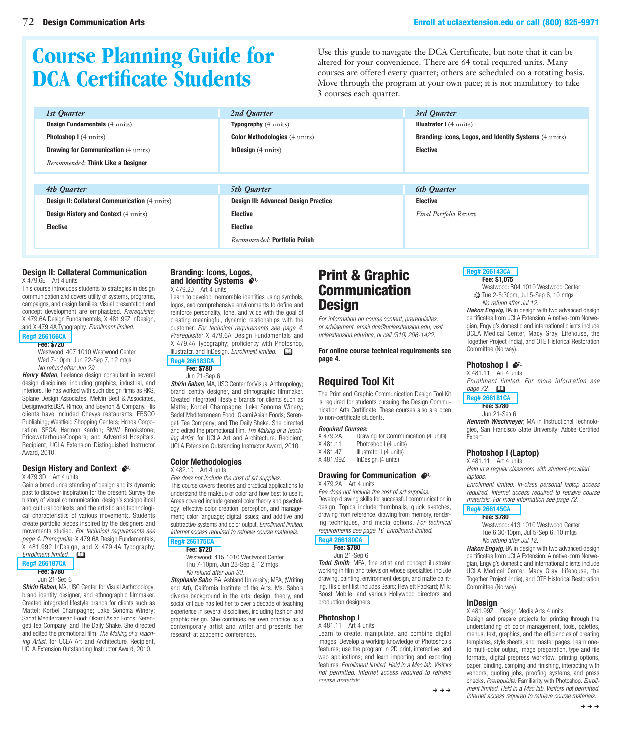# Course Planning Guide for DCA Certificate Students

Use this guide to navigate the DCA Certificate, but note that it can be altered for your convenience. There are 64 total required units. Many courses are offered every quarter; others are scheduled on a rotating basis. Move through the program at your own pace; it is not mandatory to take 3 courses each quarter.

| *1st Quarter* | *2nd Quarter* | *3rd Quarter* |
|---|---|---|
| **Design Fundamentals** (4 units) | **Typography** (4 units) | **Illustrator I** (4 units) |
| **Photoshop I** (4 units) | **Color Methodologies** (4 units) | **Branding: Icons, Logos, and Identity Systems** (4 units) |
| **Drawing for Communication** (4 units) | **InDesign** (4 units) | **Elective** |
| *Recommended:* **Think Like a Designer** | | |

| *4th Quarter* | *5th Quarter* | *6th Quarter* |
|---|---|---|
| **Design II: Collateral Communication** (4 units) | **Design III: Advanced Design Practice** | **Elective** |
| **Design History and Context** (4 units) | **Elective** | *Final Portfolio Review* |
| **Elective** | **Elective** | |
| | *Recommended:* **Portfolio Polish** | |

### Design II: Collateral Communication

X 479.6E Art 4 units

This course introduces students to strategies in design communication and covers utility of systems, programs, campaigns, and design families. Visual presentation and concept development are emphasized. *Prerequisite:* X 479.6A Design Fundamentals, X 481.99Z InDesign, and X 479.4A Typography. *Enrollment limited.*

**Reg# 266166CA**
**Fee: $720**
Westwood: 407 1010 Westwood Center
Wed 7-10pm, Jun 22-Sep 7, 12 mtgs
*No refund after Jun 29.*

***Henry Mateo***, freelance design consultant in several design disciplines, including graphics, industrial, and interiors. He has worked with such design firms as RKS, Splane Design Associates, Melvin Best & Associates, DesignworksUSA, Rimco, and Beynon & Company. His clients have included Chevys restaurants; EBSCO Publishing; Westfield Shopping Centers; Honda Corporation; SEGA; Harmon Kardon; BMW; Brookstone; PricewaterhouseCoopers; and Adventist Hospitals. Recipient, UCLA Extension Distinguished Instructor Award, 2010.

### Design History and Context

X 479.3D Art 4 units

Gain a broad understanding of design and its dynamic past to discover inspiration for the present. Survey the history of visual communication, design's sociopolitical and cultural contexts, and the artistic and technological characteristics of various movements. Students create portfolio pieces inspired by the designers and movements studied. *For technical requirements see page 4. Prerequisite:* X 479.6A Design Fundamentals, X 481.992 InDesign, and X 479.4A Typography. *Enrollment limited.*

**Reg# 266187CA**
**Fee: $780**
Jun 21-Sep 6

***Shirin Raban***, MA, USC Center for Visual Anthropology; brand identity designer, and ethnographic filmmaker. Created integrated lifestyle brands for clients such as Mattel; Korbel Champagne; Lake Sonoma Winery; Sadaf Mediterranean Food; Okami Asian Foods; Serengeti Tea Company; and The Daily Shake. She directed and edited the promotional film, *The Making of a Teaching Artist*, for UCLA Art and Architecture. Recipient, UCLA Extension Outstanding Instructor Award, 2010.

### Branding: Icons, Logos, and Identity Systems

X 479.2D Art 4 units

Learn to develop memorable identities using symbols, logos, and comprehensive environments to define and reinforce personality, tone, and voice with the goal of creating meaningful, dynamic relationships with the customer. *For technical requirements see page 4. Prerequisite:* X 479.6A Design Fundamentals and X 479.4A Typography; proficiency with Photoshop, Illustrator, and InDesign. *Enrollment limited.*

**Reg# 266183CA**
**Fee: $780**
Jun 21-Sep 6

***Shirin Raban***, MA, USC Center for Visual Anthropology; brand identity designer, and ethnographic filmmaker. Created integrated lifestyle brands for clients such as Mattel; Korbel Champagne; Lake Sonoma Winery; Sadaf Mediterranean Food; Okami Asian Foods; Serengeti Tea Company; and The Daily Shake. She directed and edited the promotional film, *The Making of a Teaching Artist*, for UCLA Art and Architecture. Recipient, UCLA Extension Outstanding Instructor Award, 2010.

### Color Methodologies

X 482.10 Art 4 units

*Fee does not include the cost of art supplies.*

This course covers theories and practical applications to understand the makeup of color and how best to use it. Areas covered include general color theory and psychology; effective color creation, perception, and management; color language; digital issues; and additive and subtractive systems and color output. *Enrollment limited. Internet access required to retrieve course materials.*

**Reg# 266175CA**
**Fee: $720**
Westwood: 415 1010 Westwood Center
Thu 7-10pm, Jun 23-Sep 8, 12 mtgs
*No refund after Jun 30.*

***Stephanie Sabo***, BA, Ashland University; MFA, (Writing and Art), California Institute of the Arts. Ms. Sabo's diverse background in the arts, design, theory, and social critique has led her to over a decade of teaching experience in several disciplines, including fashion and graphic design. She continues her own practice as a contemporary artist and writer and presents her research at academic conferences.

## Print & Graphic Communication Design

*For information on course content, prerequisites, or advisement, email dca@uclaextension.edu, visit uclaextension.edu/dca, or call (310) 206-1422.*

**For online course technical requirements see page 4.**

### Required Tool Kit

The Print and Graphic Communication Design Tool Kit is required for students pursuing the Design Communication Arts Certificate. These courses also are open to non-certificate students.

***Required Courses:***

| | |
|---|---|
| X 479.2A | Drawing for Communication (4 units) |
| X 481.11 | Photoshop I (4 units) |
| X 481.47 | Illustrator I (4 units) |
| X 481.99Z | InDesign (4 units) |

### Drawing for Communication

X 479.2A Art 4 units

*Fee does not include the cost of art supplies.*

Develop drawing skills for successful communication in design. Topics include thumbnails, quick sketches, drawing from reference, drawing from memory, rendering techniques, and media options. *For technical requirements see page 16. Enrollment limited.*

**Reg# 266180CA**
**Fee: $780**
Jun 21-Sep 6

***Todd Smith***, MFA, fine artist and concept illustrator working in film and television whose specialties include drawing, painting, environment design, and matte painting. His client list includes Sears; Hewlett Packard; Milk; Boost Mobile; and various Hollywood directors and production designers.

### Photoshop I

X 481.11 Art 4 units

Learn to create, manipulate, and combine digital images. Develop a working knowledge of Photoshop's features; use the program in 2D print, interactive, and web applications; and learn importing and exporting features. *Enrollment limited. Held in a Mac lab. Visitors not permitted. Internet access required to retrieve course materials.*

**Reg# 266143CA**
**Fee: $1,075**
Westwood: B04 1010 Westwood Center
Tue 2-5:30pm, Jul 5-Sep 6, 10 mtgs
*No refund after Jul 12.*

***Hakon Engvig***, BA in design with two advanced design certificates from UCLA Extension. A native-born Norwegian, Engvig's domestic and international clients include UCLA Medical Center, Macy Gray, Lifehouse, the Together Project (India), and OTE Historical Restoration Committee (Norway).

### Photoshop I

X 481.11 Art 4 units

*Enrollment limited. For more information see page 72.*

**Reg# 266181CA**
**Fee: $780**
Jun 21-Sep 6

***Kenneth Wischmeyer***, MA in Instructional Technologies, San Francisco State University; Adobe Certified Expert.

### Photoshop I (Laptop)

X 481.11 Art 4 units

*Held in a regular classroom with student-provided laptops.*

*Enrollment limited. In-class personal laptop access required. Internet access required to retrieve course materials. For more information see page 72.*

**Reg# 266145CA**
**Fee: $780**
Westwood: 413 1010 Westwood Center
Tue 6:30-10pm, Jul 5-Sep 6, 10 mtgs
*No refund after Jul 12.*

***Hakon Engvig***, BA in design with two advanced design certificates from UCLA Extension. A native-born Norwegian, Engvig's domestic and international clients include UCLA Medical Center, Macy Gray, Lifehouse, the Together Project (India), and OTE Historical Restoration Committee (Norway).

### InDesign

X 481.99Z Design Media Arts 4 units

Design and prepare projects for printing through the understanding of: color management, tools, palettes, menus, text, graphics, and the efficiencies of creating templates, style sheets, and master pages. Learn one-to multi-color output, image preparation, type and file formats, digital prepress workflow, printing options, paper, binding, comping and finishing, interacting with vendors, quoting jobs, proofing systems, and press checks. *Prerequisite:* Familiarity with Photoshop. *Enrollment limited. Held in a Mac lab. Visitors not permitted. Internet access required to retrieve course materials.*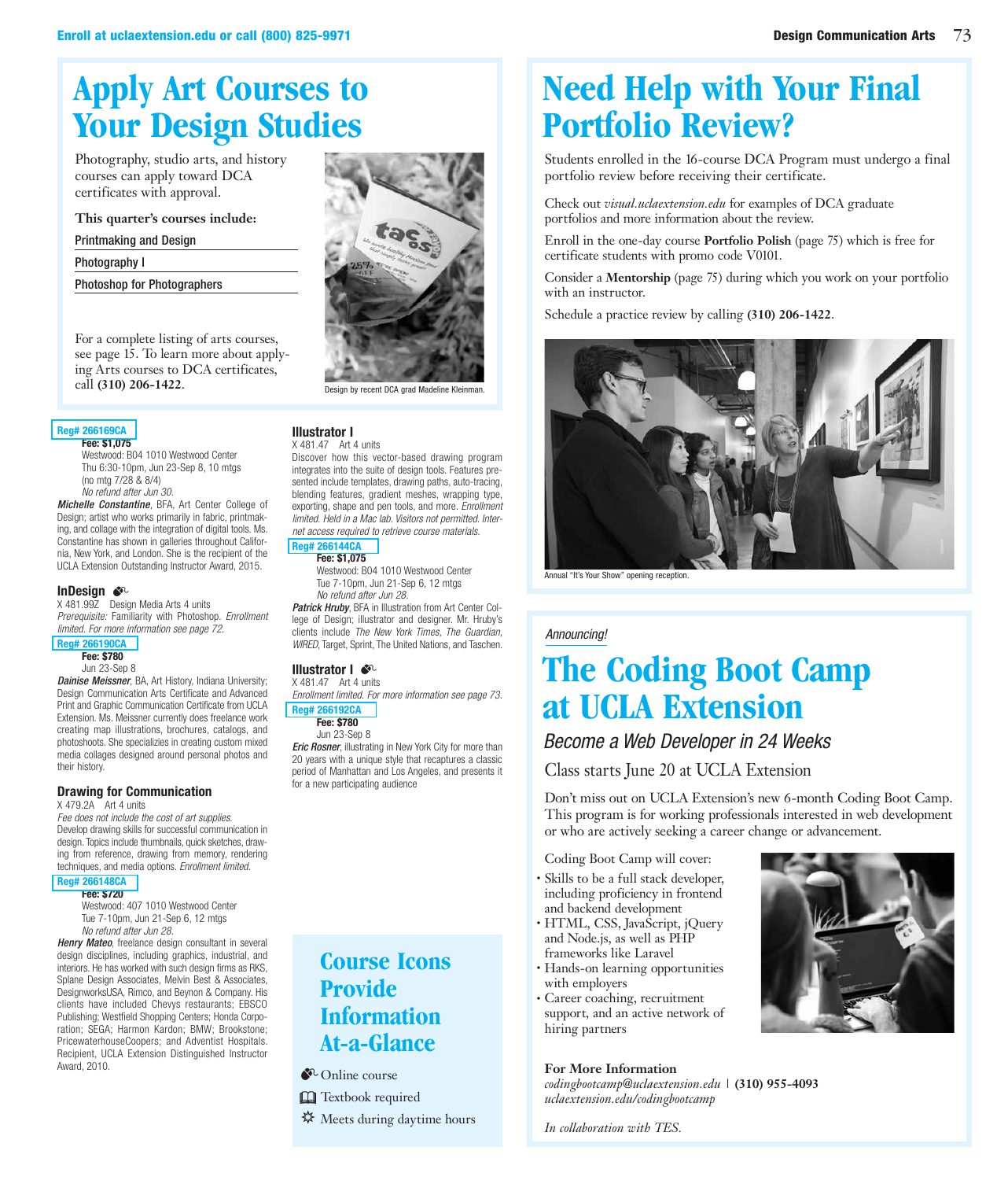# Apply Art Courses to Your Design Studies

Photography, studio arts, and history courses can apply toward DCA certificates with approval.

**This quarter's courses include:**

- Printmaking and Design
- Photography I
- Photoshop for Photographers

For a complete listing of arts courses, see page 15. To learn more about applying Arts courses to DCA certificates, call **(310) 206-1422**.

Design by recent DCA grad Madeline Kleinman.

**Reg# 266169CA**
**Fee: $1,075**
Westwood: B04 1010 Westwood Center
Thu 6:30-10pm, Jun 23-Sep 8, 10 mtgs
(no mtg 7/28 & 8/4)
*No refund after Jun 30.*

***Michelle Constantine***, BFA, Art Center College of Design; artist who works primarily in fabric, printmaking, and collage with the integration of digital tools. Ms. Constantine has shown in galleries throughout California, New York, and London. She is the recipient of the UCLA Extension Outstanding Instructor Award, 2015.

### InDesign

X 481.99Z Design Media Arts 4 units
*Prerequisite:* Familiarity with Photoshop. *Enrollment limited. For more information see page 72.*

**Reg# 266190CA**
**Fee: $780**
Jun 23-Sep 8

***Dainise Meissner***, BA, Art History, Indiana University; Design Communication Arts Certificate and Advanced Print and Graphic Communication Certificate from UCLA Extension. Ms. Meissner currently does freelance work creating map illustrations, brochures, catalogs, and photoshoots. She specializes in creating custom mixed media collages designed around personal photos and their history.

### Drawing for Communication

X 479.2A Art 4 units
*Fee does not include the cost of art supplies.*
Develop drawing skills for successful communication in design. Topics include thumbnails, quick sketches, drawing from reference, drawing from memory, rendering techniques, and media options. *Enrollment limited.*

**Reg# 266148CA**
**Fee: $720**
Westwood: 407 1010 Westwood Center
Tue 7-10pm, Jun 21-Sep 6, 12 mtgs
*No refund after Jun 28.*

***Henry Mateo***, freelance design consultant in several design disciplines, including graphics, industrial, and interiors. He has worked with such design firms as RKS, Splane Design Associates, Melvin Best & Associates, DesignworksUSA, Rimco, and Beynon & Company. His clients have included Chevys restaurants; EBSCO Publishing; Westfield Shopping Centers; Honda Corporation; SEGA; Harmon Kardon; BMW; Brookstone; PricewaterhouseCoopers; and Adventist Hospitals. Recipient, UCLA Extension Distinguished Instructor Award, 2010.

### Illustrator I

X 481.47 Art 4 units
Discover how this vector-based drawing program integrates into the suite of design tools. Features presented include templates, drawing paths, auto-tracing, blending features, gradient meshes, wrapping type, exporting, shape and pen tools, and more. *Enrollment limited. Held in a Mac lab. Visitors not permitted. Internet access required to retrieve course materials.*

**Reg# 266144CA**
**Fee: $1,075**
Westwood: B04 1010 Westwood Center
Tue 7-10pm, Jun 21-Sep 6, 12 mtgs
*No refund after Jun 28.*

***Patrick Hruby***, BFA in Illustration from Art Center College of Design; illustrator and designer. Mr. Hruby's clients include *The New York Times*, *The Guardian*, *WIRED*, Target, Sprint, The United Nations, and Taschen.

### Illustrator I

X 481.47 Art 4 units
*Enrollment limited. For more information see page 73.*

**Reg# 266192CA**
**Fee: $780**
Jun 23-Sep 8

***Eric Rosner***, illustrating in New York City for more than 20 years with a unique style that recaptures a classic period of Manhattan and Los Angeles, and presents it for a new participating audience

## Course Icons Provide Information At-a-Glance

- Online course
- Textbook required
- Meets during daytime hours

# Need Help with Your Final Portfolio Review?

Students enrolled in the 16-course DCA Program must undergo a final portfolio review before receiving their certificate.

Check out *visual.uclaextension.edu* for examples of DCA graduate portfolios and more information about the review.

Enroll in the one-day course **Portfolio Polish** (page 75) which is free for certificate students with promo code V0101.

Consider a **Mentorship** (page 75) during which you work on your portfolio with an instructor.

Schedule a practice review by calling **(310) 206-1422**.

Annual "It's Your Show" opening reception.

*Announcing!*

# The Coding Boot Camp at UCLA Extension

## *Become a Web Developer in 24 Weeks*

Class starts June 20 at UCLA Extension

Don't miss out on UCLA Extension's new 6-month Coding Boot Camp. This program is for working professionals interested in web development or who are actively seeking a career change or advancement.

Coding Boot Camp will cover:

- Skills to be a full stack developer, including proficiency in frontend and backend development
- HTML, CSS, JavaScript, jQuery and Node.js, as well as PHP frameworks like Laravel
- Hands-on learning opportunities with employers
- Career coaching, recruitment support, and an active network of hiring partners

**For More Information**
*codingbootcamp@uclaextension.edu* | **(310) 955-4093**
*uclaextension.edu/codingbootcamp*

*In collaboration with TES.*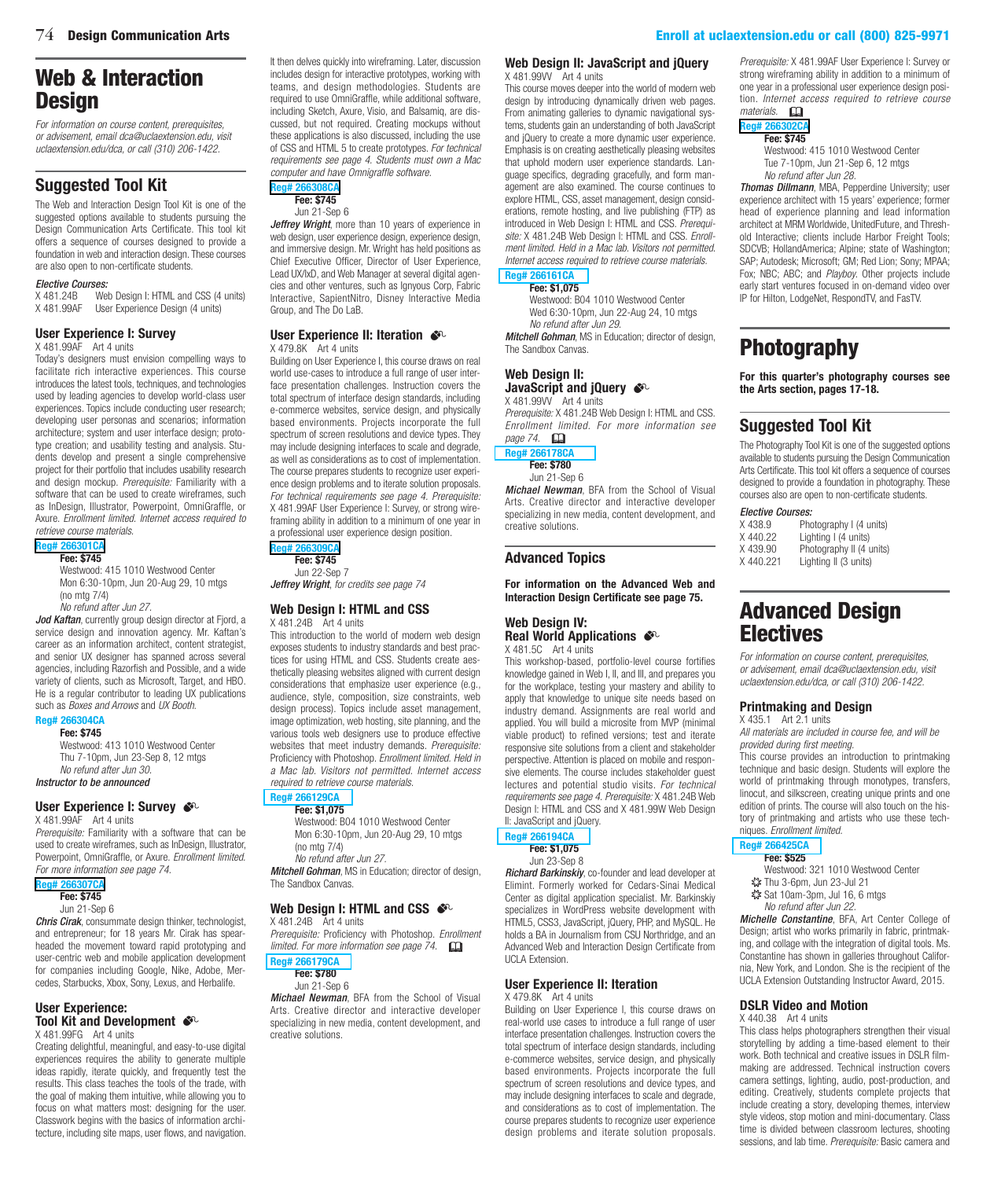# Web & Interaction Design

*For information on course content, prerequisites, or advisement, email dca@uclaextension.edu, visit uclaextension.edu/dca, or call (310) 206-1422.*

## Suggested Tool Kit

The Web and Interaction Design Tool Kit is one of the suggested options available to students pursuing the Design Communication Arts Certificate. This tool kit offers a sequence of courses designed to provide a foundation in web and interaction design. These courses are also open to non-certificate students.

***Elective Courses:***

X 481.24B Web Design I: HTML and CSS (4 units)
X 481.99AF User Experience Design (4 units)

### User Experience I: Survey

X 481.99AF Art 4 units

Today's designers must envision compelling ways to facilitate rich interactive experiences. This course introduces the latest tools, techniques, and technologies used by leading agencies to develop world-class user experiences. Topics include conducting user research; developing user personas and scenarios; information architecture; system and user interface design; prototype creation; and usability testing and analysis. Students develop and present a single comprehensive project for their portfolio that includes usability research and design mockup. *Prerequisite:* Familiarity with a software that can be used to create wireframes, such as InDesign, Illustrator, Powerpoint, OmniGraffle, or Axure. *Enrollment limited. Internet access required to retrieve course materials.*

**Reg# 266301CA**
**Fee: $745**
Westwood: 415 1010 Westwood Center
Mon 6:30-10pm, Jun 20-Aug 29, 10 mtgs
(no mtg 7/4)
*No refund after Jun 27.*

***Jod Kaftan***, currently group design director at Fjord, a service design and innovation agency. Mr. Kaftan's career as an information architect, content strategist, and senior UX designer has spanned across several agencies, including Razorfish and Possible, and a wide variety of clients, such as Microsoft, Target, and HBO. He is a regular contributor to leading UX publications such as *Boxes and Arrows* and *UX Booth.*

**Reg# 266304CA**
**Fee: $745**
Westwood: 413 1010 Westwood Center
Thu 7-10pm, Jun 23-Sep 8, 12 mtgs
*No refund after Jun 30.*
***Instructor to be announced***

### User Experience I: Survey

X 481.99AF Art 4 units

*Prerequisite:* Familiarity with a software that can be used to create wireframes, such as InDesign, Illustrator, Powerpoint, OmniGraffle, or Axure. *Enrollment limited. For more information see page 74.*

**Reg# 266307CA**
**Fee: $745**
Jun 21-Sep 6

***Chris Cirak***, consummate design thinker, technologist, and entrepreneur; for 18 years Mr. Cirak has spearheaded the movement toward rapid prototyping and user-centric web and mobile application development for companies including Google, Nike, Adobe, Mercedes, Starbucks, Xbox, Sony, Lexus, and Herbalife.

### User Experience: Tool Kit and Development

X 481.99FG Art 4 units

Creating delightful, meaningful, and easy-to-use digital experiences requires the ability to generate multiple ideas rapidly, iterate quickly, and frequently test the results. This class teaches the tools of the trade, with the goal of making them intuitive, while allowing you to focus on what matters most: designing for the user. Classwork begins with the basics of information architecture, including site maps, user flows, and navigation. It then delves quickly into wireframing. Later, discussion includes design for interactive prototypes, working with teams, and design methodologies. Students are required to use OmniGraffle, while additional software, including Sketch, Axure, Visio, and Balsamiq, are discussed, but not required. Creating mockups without these applications is also discussed, including the use of CSS and HTML 5 to create prototypes. *For technical requirements see page 4. Students must own a Mac computer and have Omnigraffle software.*

**Reg# 266308CA**
**Fee: $745**
Jun 21-Sep 6

***Jeffrey Wright***, more than 10 years of experience in web design, user experience design, experience design, and immersive design. Mr. Wright has held positions as Chief Executive Officer, Director of User Experience, Lead UX/IxD, and Web Manager at several digital agencies and other ventures, such as Ignyous Corp, Fabric Interactive, SapientNitro, Disney Interactive Media Group, and The Do LaB.

### User Experience II: Iteration

X 479.8K Art 4 units

Building on User Experience I, this course draws on real world use-cases to introduce a full range of user interface presentation challenges. Instruction covers the total spectrum of interface design standards, including e-commerce websites, service design, and physically based environments. Projects incorporate the full spectrum of screen resolutions and device types. They may include designing interfaces to scale and degrade, as well as considerations as to cost of implementation. The course prepares students to recognize user experience design problems and to iterate solution proposals. *For technical requirements see page 4. Prerequisite:* X 481.99AF User Experience I: Survey, or strong wireframing ability in addition to a minimum of one year in a professional user experience design position.

**Reg# 266309CA**
**Fee: $745**
Jun 22-Sep 7
***Jeffrey Wright**, for credits see page 74*

### Web Design I: HTML and CSS

X 481.24B Art 4 units

This introduction to the world of modern web design exposes students to industry standards and best practices for using HTML and CSS. Students create aesthetically pleasing websites aligned with current design considerations that emphasize user experience (e.g., audience, style, composition, size constraints, web design process). Topics include asset management, image optimization, web hosting, site planning, and the various tools web designers use to produce effective websites that meet industry demands. *Prerequisite:* Proficiency with Photoshop. *Enrollment limited. Held in a Mac lab. Visitors not permitted. Internet access required to retrieve course materials.*

**Reg# 266129CA**
**Fee: $1,075**
Westwood: B04 1010 Westwood Center
Mon 6:30-10pm, Jun 20-Aug 29, 10 mtgs
(no mtg 7/4)
*No refund after Jun 27.*

***Mitchell Gohman***, MS in Education; director of design, The Sandbox Canvas.

### Web Design I: HTML and CSS

X 481.24B Art 4 units

*Prerequisite:* Proficiency with Photoshop. *Enrollment limited. For more information see page 74.*

**Reg# 266179CA**
**Fee: $780**
Jun 21-Sep 6

***Michael Newman***, BFA from the School of Visual Arts. Creative director and interactive developer specializing in new media, content development, and creative solutions.

### Web Design II: JavaScript and jQuery

X 481.99VV Art 4 units

This course moves deeper into the world of modern web design by introducing dynamically driven web pages. From animating galleries to dynamic navigational systems, students gain an understanding of both JavaScript and jQuery to create a more dynamic user experience. Emphasis is on creating aesthetically pleasing websites that uphold modern user experience standards. Language specifics, degrading gracefully, and form management are also examined. The course continues to explore HTML, CSS, asset management, design considerations, remote hosting, and live publishing (FTP) as introduced in Web Design I: HTML and CSS. *Prerequisite:* X 481.24B Web Design I: HTML and CSS. *Enrollment limited. Held in a Mac lab. Visitors not permitted. Internet access required to retrieve course materials.*

**Reg# 266161CA**
**Fee: $1,075**
Westwood: B04 1010 Westwood Center
Wed 6:30-10pm, Jun 22-Aug 24, 10 mtgs
*No refund after Jun 29.*

***Mitchell Gohman***, MS in Education; director of design, The Sandbox Canvas.

### Web Design II: JavaScript and jQuery

X 481.99VV Art 4 units

*Prerequisite:* X 481.24B Web Design I: HTML and CSS. *Enrollment limited. For more information see page 74.*

**Reg# 266178CA**
**Fee: $780**
Jun 21-Sep 6

***Michael Newman***, BFA from the School of Visual Arts. Creative director and interactive developer specializing in new media, content development, and creative solutions.

## Advanced Topics

**For information on the Advanced Web and Interaction Design Certificate see page 75.**

### Web Design IV: Real World Applications

X 481.5C Art 4 units

This workshop-based, portfolio-level course fortifies knowledge gained in Web I, II, and III, and prepares you for the workplace, testing your mastery and ability to apply that knowledge to unique site needs based on industry demand. Assignments are real world and applied. You will build a microsite from MVP (minimal viable product) to refined versions; test and iterate responsive site solutions from a client and stakeholder perspective. Attention is placed on mobile and responsive elements. The course includes stakeholder guest lectures and potential studio visits. *For technical requirements see page 4. Prerequisite:* X 481.24B Web Design I: HTML and CSS and X 481.99W Web Design II: JavaScript and jQuery.

**Reg# 266194CA**
**Fee: $1,075**
Jun 23-Sep 8

***Richard Barkinskiy***, co-founder and lead developer at Elimint. Formerly worked for Cedars-Sinai Medical Center as digital application specialist. Mr. Barkinskiy specializes in WordPress website development with HTML5, CSS3, JavaScript, jQuery, PHP, and MySQL. He holds a BA in Journalism from CSU Northridge, and an Advanced Web and Interaction Design Certificate from UCLA Extension.

### User Experience II: Iteration

X 479.8K Art 4 units

Building on User Experience I, this course draws on real-world use cases to introduce a full range of user interface presentation challenges. Instruction covers the total spectrum of interface design standards, including e-commerce websites, service design, and physically based environments. Projects incorporate the full spectrum of screen resolutions and device types, and may include designing interfaces to scale and degrade, and considerations as to cost of implementation. The course prepares students to recognize user experience design problems and iterate solution proposals. *Prerequisite:* X 481.99AF User Experience I: Survey or strong wireframing ability in addition to a minimum of one year in a professional user experience design position. *Internet access required to retrieve course materials.*

**Reg# 266302CA**
**Fee: $745**
Westwood: 415 1010 Westwood Center
Tue 7-10pm, Jun 21-Sep 6, 12 mtgs
*No refund after Jun 28.*

***Thomas Dillmann***, MBA, Pepperdine University; user experience architect with 15 years' experience; former head of experience planning and lead information architect at MRM Worldwide, UnitedFuture, and Threshold Interactive; clients include Harbor Freight Tools; SDCVB; HollandAmerica; Alpine; state of Washington; SAP; Autodesk; Microsoft; GM; Red Lion; Sony; MPAA; Fox; NBC; ABC; and *Playboy*. Other projects include early start ventures focused in on-demand video over IP for Hilton, LodgeNet, RespondTV, and FasTV.

# Photography

**For this quarter's photography courses see the Arts section, pages 17-18.**

## Suggested Tool Kit

The Photography Tool Kit is one of the suggested options available to students pursuing the Design Communication Arts Certificate. This tool kit offers a sequence of courses designed to provide a foundation in photography. These courses also are open to non-certificate students.

***Elective Courses:***

X 438.9 Photography I (4 units)
X 440.22 Lighting I (4 units)
X 439.90 Photography II (4 units)
X 440.221 Lighting II (3 units)

# Advanced Design Electives

*For information on course content, prerequisites, or advisement, email dca@uclaextension.edu, visit uclaextension.edu/dca, or call (310) 206-1422.*

### Printmaking and Design

X 435.1 Art 2.1 units

*All materials are included in course fee, and will be provided during first meeting.*

This course provides an introduction to printmaking technique and basic design. Students will explore the world of printmaking through monotypes, transfers, linocut, and silkscreen, creating unique prints and one edition of prints. The course will also touch on the history of printmaking and artists who use these techniques. *Enrollment limited.*

**Reg# 266425CA**
**Fee: $525**
Westwood: 321 1010 Westwood Center
Thu 3-6pm, Jun 23-Jul 21
Sat 10am-3pm, Jul 16, 6 mtgs
*No refund after Jun 22.*

***Michelle Constantine***, BFA, Art Center College of Design; artist who works primarily in fabric, printmaking, and collage with the integration of digital tools. Ms. Constantine has shown in galleries throughout California, New York, and London. She is the recipient of the UCLA Extension Outstanding Instructor Award, 2015.

### DSLR Video and Motion

X 440.38 Art 4 units

This class helps photographers strengthen their visual storytelling by adding a time-based element to their work. Both technical and creative issues in DSLR filmmaking are addressed. Technical instruction covers camera settings, lighting, audio, post-production, and editing. Creatively, students complete projects that include creating a story, developing themes, interview style videos, stop motion and mini-documentary. Class time is divided between classroom lectures, shooting sessions, and lab time. *Prerequisite:* Basic camera and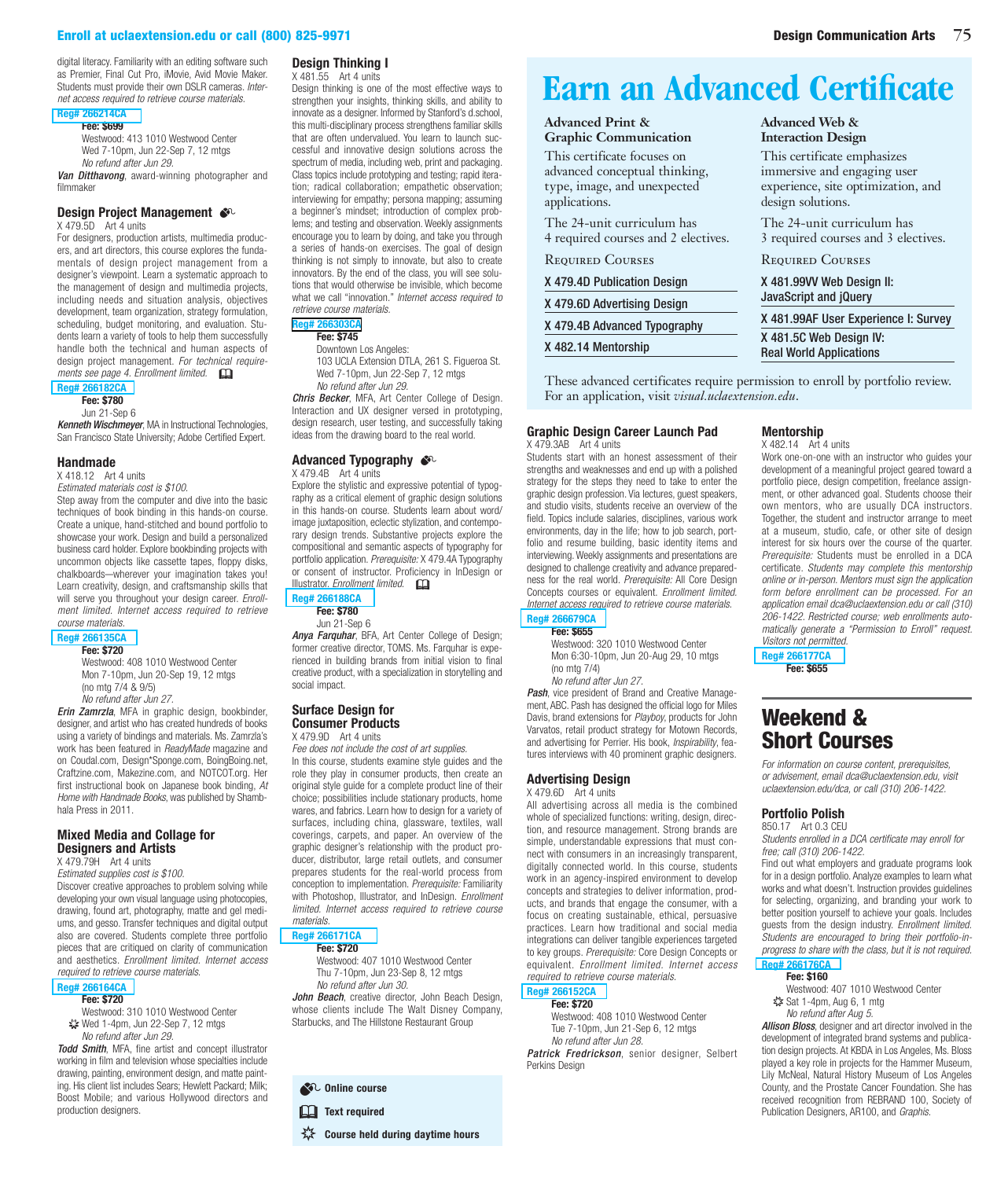digital literacy. Familiarity with an editing software such as Premier, Final Cut Pro, iMovie, Avid Movie Maker. Students must provide their own DSLR cameras. *Internet access required to retrieve course materials.*

**Reg# 266214CA**
**Fee: $699**
Westwood: 413 1010 Westwood Center
Wed 7-10pm, Jun 22-Sep 7, 12 mtgs
*No refund after Jun 29.*

***Van Ditthavong***, award-winning photographer and filmmaker

### Design Project Management

X 479.5D Art 4 units

For designers, production artists, multimedia producers, and art directors, this course explores the fundamentals of design project management from a designer's viewpoint. Learn a systematic approach to the management of design and multimedia projects, including needs and situation analysis, objectives development, team organization, strategy formulation, scheduling, budget monitoring, and evaluation. Students learn a variety of tools to help them successfully handle both the technical and human aspects of design project management. *For technical requirements see page 4. Enrollment limited.*

**Reg# 266182CA**
**Fee: $780**
Jun 21-Sep 6

***Kenneth Wischmeyer***, MA in Instructional Technologies, San Francisco State University; Adobe Certified Expert.

### Handmade

X 418.12 Art 4 units
*Estimated materials cost is $100.*

Step away from the computer and dive into the basic techniques of book binding in this hands-on course. Create a unique, hand-stitched and bound portfolio to showcase your work. Design and build a personalized business card holder. Explore bookbinding projects with uncommon objects like cassette tapes, floppy disks, chalkboards—wherever your imagination takes you! Learn creativity, design, and craftsmanship skills that will serve you throughout your design career. *Enrollment limited. Internet access required to retrieve course materials.*

**Reg# 266135CA**
**Fee: $720**
Westwood: 408 1010 Westwood Center
Mon 7-10pm, Jun 20-Sep 19, 12 mtgs
(no mtg 7/4 & 9/5)
*No refund after Jun 27.*

***Erin Zamrzla***, MFA in graphic design, bookbinder, designer, and artist who has created hundreds of books using a variety of bindings and materials. Ms. Zamrzla's work has been featured in *ReadyMade* magazine and on Coudal.com, Design*Sponge.com, BoingBoing.net, Craftzine.com, Makezine.com, and NOTCOT.org. Her first instructional book on Japanese book binding, *At Home with Handmade Books*, was published by Shambhala Press in 2011.

### Mixed Media and Collage for Designers and Artists

X 479.79H Art 4 units
*Estimated supplies cost is $100.*

Discover creative approaches to problem solving while developing your own visual language using photocopies, drawing, found art, photography, matte and gel mediums, and gesso. Transfer techniques and digital output also are covered. Students complete three portfolio pieces that are critiqued on clarity of communication and aesthetics. *Enrollment limited. Internet access required to retrieve course materials.*

**Reg# 266164CA**
**Fee: $720**
Westwood: 310 1010 Westwood Center
Wed 1-4pm, Jun 22-Sep 7, 12 mtgs
*No refund after Jun 29.*

***Todd Smith***, MFA, fine artist and concept illustrator working in film and television whose specialties include drawing, painting, environment design, and matte painting. His client list includes Sears; Hewlett Packard; Milk; Boost Mobile; and various Hollywood directors and production designers.

### Design Thinking I

X 481.55 Art 4 units

Design thinking is one of the most effective ways to strengthen your insights, thinking skills, and ability to innovate as a designer. Informed by Stanford's d.school, this multi-disciplinary process strengthens familiar skills that are often undervalued. You learn to launch successful and innovative design solutions across the spectrum of media, including web, print and packaging. Class topics include prototyping and testing; rapid iteration; radical collaboration; empathetic observation; interviewing for empathy; persona mapping; assuming a beginner's mindset; introduction of complex problems; and testing and observation. Weekly assignments encourage you to learn by doing, and take you through a series of hands-on exercises. The goal of design thinking is not simply to innovate, but also to create innovators. By the end of the class, you will see solutions that would otherwise be invisible, which become what we call "innovation." *Internet access required to retrieve course materials.*

**Reg# 266303CA**
**Fee: $745**
Downtown Los Angeles:
103 UCLA Extension DTLA, 261 S. Figueroa St.
Wed 7-10pm, Jun 22-Sep 7, 12 mtgs
*No refund after Jun 29.*

***Chris Becker***, MFA, Art Center College of Design. Interaction and UX designer versed in prototyping, design research, user testing, and successfully taking ideas from the drawing board to the real world.

### Advanced Typography

X 479.4B Art 4 units

Explore the stylistic and expressive potential of typography as a critical element of graphic design solutions in this hands-on course. Students learn about word/image juxtaposition, eclectic stylization, and contemporary design trends. Substantive projects explore the compositional and semantic aspects of typography for portfolio application. *Prerequisite:* X 479.4A Typography or consent of instructor. Proficiency in InDesign or Illustrator. *Enrollment limited.*

**Reg# 266188CA**
**Fee: $780**
Jun 21-Sep 6

***Anya Farquhar***, BFA, Art Center College of Design; former creative director, TOMS. Ms. Farquhar is experienced in building brands from initial vision to final creative product, with a specialization in storytelling and social impact.

### Surface Design for Consumer Products

X 479.9D Art 4 units
*Fee does not include the cost of art supplies.*

In this course, students examine style guides and the role they play in consumer products, then create an original style guide for a complete product line of their choice; possibilities include stationary products, home wares, and fabrics. Learn how to design for a variety of surfaces, including china, glassware, textiles, wall coverings, carpets, and paper. An overview of the graphic designer's relationship with the product producer, distributor, large retail outlets, and consumer prepares students for the real-world process from conception to implementation. *Prerequisite:* Familiarity with Photoshop, Illustrator, and InDesign. *Enrollment limited. Internet access required to retrieve course materials.*

**Reg# 266171CA**
**Fee: $720**
Westwood: 407 1010 Westwood Center
Thu 7-10pm, Jun 23-Sep 8, 12 mtgs
*No refund after Jun 30.*

***John Beach***, creative director, John Beach Design, whose clients include The Walt Disney Company, Starbucks, and The Hillstone Restaurant Group

**Online course**
**Text required**
**Course held during daytime hours**

# Earn an Advanced Certificate

**Advanced Print & Graphic Communication**

This certificate focuses on advanced conceptual thinking, type, image, and unexpected applications.

The 24-unit curriculum has 4 required courses and 2 electives.

Required Courses

- X 479.4D Publication Design
- X 479.6D Advertising Design
- X 479.4B Advanced Typography
- X 482.14 Mentorship

**Advanced Web & Interaction Design**

This certificate emphasizes immersive and engaging user experience, site optimization, and design solutions.

The 24-unit curriculum has 3 required courses and 3 electives.

Required Courses

- X 481.99VV Web Design II: JavaScript and jQuery
- X 481.99AF User Experience I: Survey
- X 481.5C Web Design IV: Real World Applications

These advanced certificates require permission to enroll by portfolio review. For an application, visit *visual.uclaextension.edu*.

### Graphic Design Career Launch Pad

X 479.3AB Art 4 units

Students start with an honest assessment of their strengths and weaknesses and end up with a polished strategy for the steps they need to take to enter the graphic design profession. Via lectures, guest speakers, and studio visits, students receive an overview of the field. Topics include salaries, disciplines, various work environments, day in the life; how to job search, portfolio and resume building, basic identity items and interviewing. Weekly assignments and presentations are designed to challenge creativity and advance preparedness for the real world. *Prerequisite:* All Core Design Concepts courses or equivalent. *Enrollment limited. Internet access required to retrieve course materials.*

**Reg# 266679CA**
**Fee: $655**
Westwood: 320 1010 Westwood Center
Mon 6:30-10pm, Jun 20-Aug 29, 10 mtgs
(no mtg 7/4)
*No refund after Jun 27.*

***Pash***, vice president of Brand and Creative Management, ABC. Pash has designed the official logo for Miles Davis, brand extensions for *Playboy*, products for John Varvatos, retail product strategy for Motown Records, and advertising for Perrier. His book, *Inspirability*, features interviews with 40 prominent graphic designers.

### Advertising Design

X 479.6D Art 4 units

All advertising across all media is the combined whole of specialized functions: writing, design, direction, and resource management. Strong brands are simple, understandable expressions that must connect with consumers in an increasingly transparent, digitally connected world. In this course, students work in an agency-inspired environment to develop concepts and strategies to deliver information, products, and brands that engage the consumer, with a focus on creating sustainable, ethical, persuasive practices. Learn how traditional and social media integrations can deliver tangible experiences targeted to key groups. *Prerequisite:* Core Design Concepts or equivalent. *Enrollment limited. Internet access required to retrieve course materials.*

**Reg# 266152CA**
**Fee: $720**
Westwood: 408 1010 Westwood Center
Tue 7-10pm, Jun 21-Sep 6, 12 mtgs
*No refund after Jun 28.*

***Patrick Fredrickson***, senior designer, Selbert Perkins Design

### Mentorship

X 482.14 Art 4 units

Work one-on-one with an instructor who guides your development of a meaningful project geared toward a portfolio piece, design competition, freelance assignment, or other advanced goal. Students choose their own mentors, who are usually DCA instructors. Together, the student and instructor arrange to meet at a museum, studio, cafe, or other site of design interest for six hours over the course of the quarter. *Prerequisite:* Students must be enrolled in a DCA certificate. *Students may complete this mentorship online or in-person. Mentors must sign the application form before enrollment can be processed. For an application email dca@uclaextension.edu or call (310) 206-1422. Restricted course; web enrollments automatically generate a "Permission to Enroll" request. Visitors not permitted.*

**Reg# 266177CA**
**Fee: $655**

# Weekend & Short Courses

*For information on course content, prerequisites, or advisement, email dca@uclaextension.edu, visit uclaextension.edu/dca, or call (310) 206-1422.*

### Portfolio Polish

850.17 Art 0.3 CEU
*Students enrolled in a DCA certificate may enroll for free; call (310) 206-1422.*

Find out what employers and graduate programs look for in a design portfolio. Analyze examples to learn what works and what doesn't. Instruction provides guidelines for selecting, organizing, and branding your work to better position yourself to achieve your goals. Includes guests from the design industry. *Enrollment limited. Students are encouraged to bring their portfolio-in-progress to share with the class, but it is not required.*

**Reg# 266176CA**
**Fee: $160**
Westwood: 407 1010 Westwood Center
Sat 1-4pm, Aug 6, 1 mtg
*No refund after Aug 5.*

***Allison Bloss***, designer and art director involved in the development of integrated brand systems and publication design projects. At KBDA in Los Angeles, Ms. Bloss played a key role in projects for the Hammer Museum, Lily McNeal, Natural History Museum of Los Angeles County, and the Prostate Cancer Foundation. She has received recognition from REBRAND 100, Society of Publication Designers, AR100, and *Graphis*.